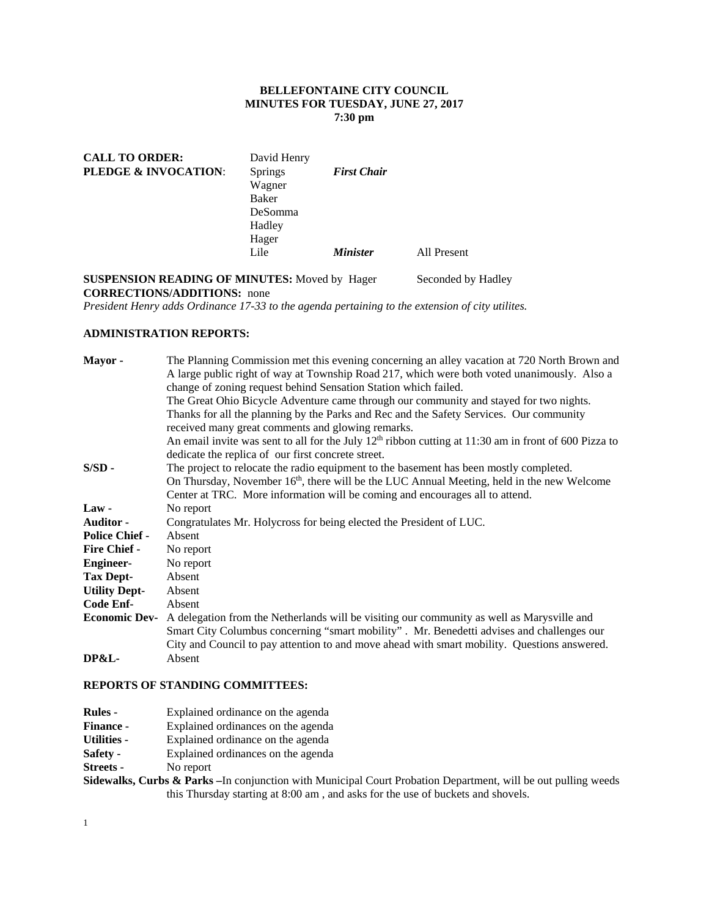**BELLEFONTAINE CITY COUNCIL**
**MINUTES FOR TUESDAY, JUNE 27, 2017**
**7:30 pm**

| | | | |
|---|---|---|---|
| **CALL TO ORDER:** | David Henry | | |
| **PLEDGE & INVOCATION**: | Springs | ***First Chair*** | |
| | Wagner | | |
| | Baker | | |
| | DeSomma | | |
| | Hadley | | |
| | Hager | | |
| | Lile | ***Minister*** | All Present |

**SUSPENSION READING OF MINUTES:** Moved by Hager Seconded by Hadley
**CORRECTIONS/ADDITIONS:** none
*President Henry adds Ordinance 17-33 to the agenda pertaining to the extension of city utilites.*

**ADMINISTRATION REPORTS:**

**Mayor -** The Planning Commission met this evening concerning an alley vacation at 720 North Brown and A large public right of way at Township Road 217, which were both voted unanimously. Also a change of zoning request behind Sensation Station which failed.
The Great Ohio Bicycle Adventure came through our community and stayed for two nights. Thanks for all the planning by the Parks and Rec and the Safety Services. Our community received many great comments and glowing remarks.
An email invite was sent to all for the July 12th ribbon cutting at 11:30 am in front of 600 Pizza to dedicate the replica of our first concrete street.

**S/SD -** The project to relocate the radio equipment to the basement has been mostly completed. On Thursday, November 16th, there will be the LUC Annual Meeting, held in the new Welcome Center at TRC. More information will be coming and encourages all to attend.

**Law -** No report

**Auditor -** Congratulates Mr. Holycross for being elected the President of LUC.

**Police Chief -** Absent

**Fire Chief -** No report

**Engineer-** No report

**Tax Dept-** Absent

**Utility Dept-** Absent

**Code Enf-** Absent

**Economic Dev-** A delegation from the Netherlands will be visiting our community as well as Marysville and Smart City Columbus concerning "smart mobility" . Mr. Benedetti advises and challenges our City and Council to pay attention to and move ahead with smart mobility. Questions answered.

**DP&L-** Absent

**REPORTS OF STANDING COMMITTEES:**

**Rules -** Explained ordinance on the agenda

**Finance -** Explained ordinances on the agenda

**Utilities -** Explained ordinance on the agenda

**Safety -** Explained ordinances on the agenda

**Streets -** No report

**Sidewalks, Curbs & Parks –**In conjunction with Municipal Court Probation Department, will be out pulling weeds this Thursday starting at 8:00 am , and asks for the use of buckets and shovels.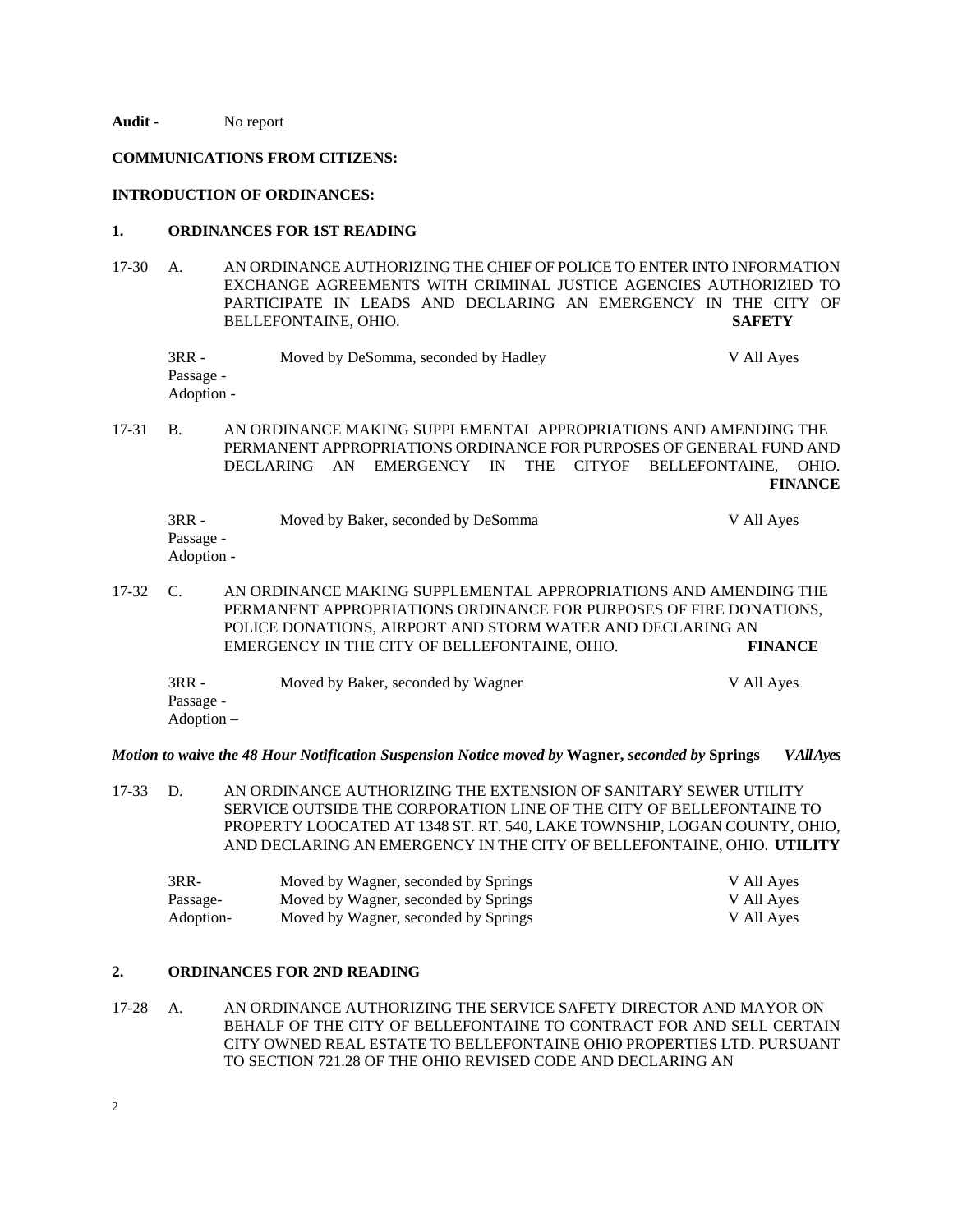**Audit -** No report

**COMMUNICATIONS FROM CITIZENS:**

**INTRODUCTION OF ORDINANCES:**

**1. ORDINANCES FOR 1ST READING**

17-30 A. AN ORDINANCE AUTHORIZING THE CHIEF OF POLICE TO ENTER INTO INFORMATION EXCHANGE AGREEMENTS WITH CRIMINAL JUSTICE AGENCIES AUTHORIZIED TO PARTICIPATE IN LEADS AND DECLARING AN EMERGENCY IN THE CITY OF BELLEFONTAINE, OHIO. **SAFETY**

| | | |
|---|---|---|
| 3RR - | Moved by DeSomma, seconded by Hadley | V All Ayes |
| Passage - | | |
| Adoption - | | |

17-31 B. AN ORDINANCE MAKING SUPPLEMENTAL APPROPRIATIONS AND AMENDING THE PERMANENT APPROPRIATIONS ORDINANCE FOR PURPOSES OF GENERAL FUND AND DECLARING AN EMERGENCY IN THE CITYOF BELLEFONTAINE, OHIO. **FINANCE**

| | | |
|---|---|---|
| 3RR - | Moved by Baker, seconded by DeSomma | V All Ayes |
| Passage - | | |
| Adoption - | | |

17-32 C. AN ORDINANCE MAKING SUPPLEMENTAL APPROPRIATIONS AND AMENDING THE PERMANENT APPROPRIATIONS ORDINANCE FOR PURPOSES OF FIRE DONATIONS, POLICE DONATIONS, AIRPORT AND STORM WATER AND DECLARING AN EMERGENCY IN THE CITY OF BELLEFONTAINE, OHIO. **FINANCE**

| | | |
|---|---|---|
| 3RR - | Moved by Baker, seconded by Wagner | V All Ayes |
| Passage - | | |
| Adoption – | | |

***Motion to waive the 48 Hour Notification Suspension Notice moved by* Wagner, *seconded by* Springs *VAllAyes***

17-33 D. AN ORDINANCE AUTHORIZING THE EXTENSION OF SANITARY SEWER UTILITY SERVICE OUTSIDE THE CORPORATION LINE OF THE CITY OF BELLEFONTAINE TO PROPERTY LOOCATED AT 1348 ST. RT. 540, LAKE TOWNSHIP, LOGAN COUNTY, OHIO, AND DECLARING AN EMERGENCY IN THE CITY OF BELLEFONTAINE, OHIO. **UTILITY**

| | | |
|---|---|---|
| 3RR- | Moved by Wagner, seconded by Springs | V All Ayes |
| Passage- | Moved by Wagner, seconded by Springs | V All Ayes |
| Adoption- | Moved by Wagner, seconded by Springs | V All Ayes |

**2. ORDINANCES FOR 2ND READING**

17-28 A. AN ORDINANCE AUTHORIZING THE SERVICE SAFETY DIRECTOR AND MAYOR ON BEHALF OF THE CITY OF BELLEFONTAINE TO CONTRACT FOR AND SELL CERTAIN CITY OWNED REAL ESTATE TO BELLEFONTAINE OHIO PROPERTIES LTD. PURSUANT TO SECTION 721.28 OF THE OHIO REVISED CODE AND DECLARING AN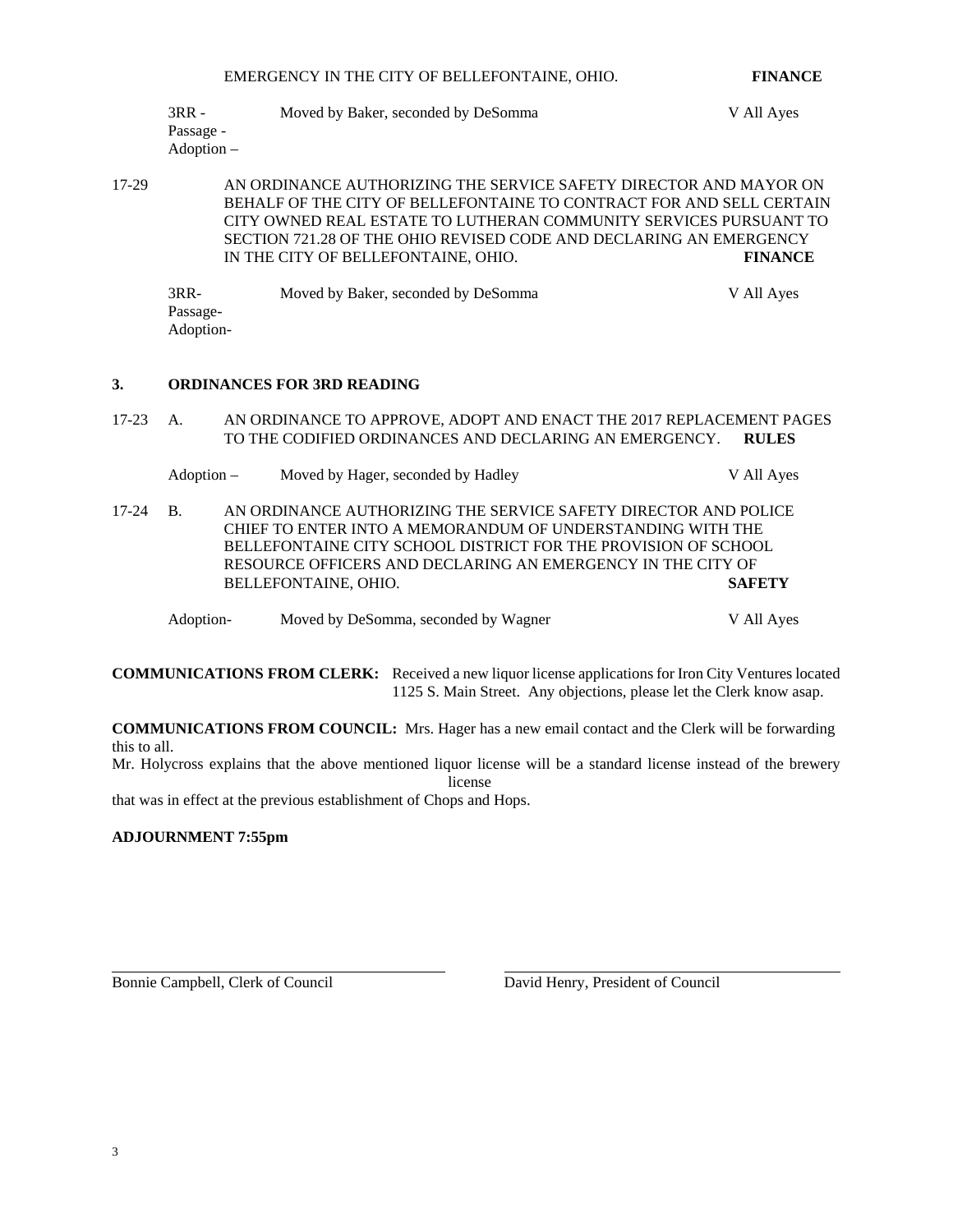EMERGENCY IN THE CITY OF BELLEFONTAINE, OHIO. **FINANCE**

3RR - Passage - Adoption – Moved by Baker, seconded by DeSomma V All Ayes

17-29 AN ORDINANCE AUTHORIZING THE SERVICE SAFETY DIRECTOR AND MAYOR ON BEHALF OF THE CITY OF BELLEFONTAINE TO CONTRACT FOR AND SELL CERTAIN CITY OWNED REAL ESTATE TO LUTHERAN COMMUNITY SERVICES PURSUANT TO SECTION 721.28 OF THE OHIO REVISED CODE AND DECLARING AN EMERGENCY IN THE CITY OF BELLEFONTAINE, OHIO. **FINANCE**

3RR- Passage- Adoption- Moved by Baker, seconded by DeSomma V All Ayes

**3. ORDINANCES FOR 3RD READING**

17-23 A. AN ORDINANCE TO APPROVE, ADOPT AND ENACT THE 2017 REPLACEMENT PAGES TO THE CODIFIED ORDINANCES AND DECLARING AN EMERGENCY. **RULES**

Adoption – Moved by Hager, seconded by Hadley V All Ayes

17-24 B. AN ORDINANCE AUTHORIZING THE SERVICE SAFETY DIRECTOR AND POLICE CHIEF TO ENTER INTO A MEMORANDUM OF UNDERSTANDING WITH THE BELLEFONTAINE CITY SCHOOL DISTRICT FOR THE PROVISION OF SCHOOL RESOURCE OFFICERS AND DECLARING AN EMERGENCY IN THE CITY OF BELLEFONTAINE, OHIO. **SAFETY**

Adoption- Moved by DeSomma, seconded by Wagner V All Ayes

**COMMUNICATIONS FROM CLERK:** Received a new liquor license applications for Iron City Ventures located 1125 S. Main Street. Any objections, please let the Clerk know asap.

**COMMUNICATIONS FROM COUNCIL:** Mrs. Hager has a new email contact and the Clerk will be forwarding this to all.

Mr. Holycross explains that the above mentioned liquor license will be a standard license instead of the brewery license that was in effect at the previous establishment of Chops and Hops.

**ADJOURNMENT 7:55pm**

Bonnie Campbell, Clerk of Council

David Henry, President of Council